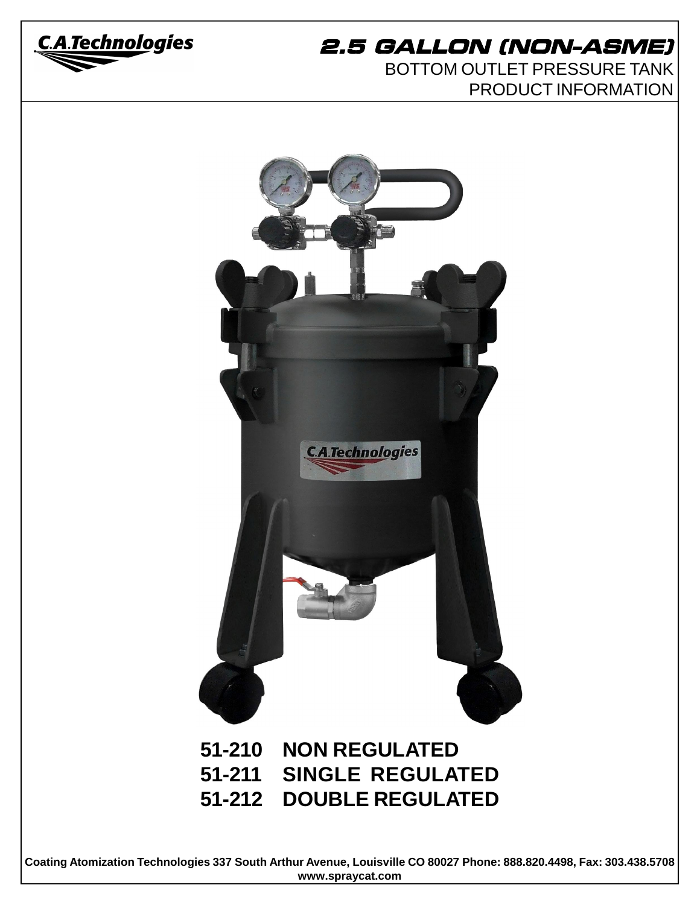C.A.Technologies

# 2.5 GALLON (NON-ASME)

## BOTTOM OUTLET PRESSURE TANK
## PRODUCT INFORMATION

**51-210 NON REGULATED**
**51-211 SINGLE REGULATED**
**51-212 DOUBLE REGULATED**

**Coating Atomization Technologies 337 South Arthur Avenue, Louisville CO 80027 Phone: 888.820.4498, Fax: 303.438.5708**
**www.spraycat.com**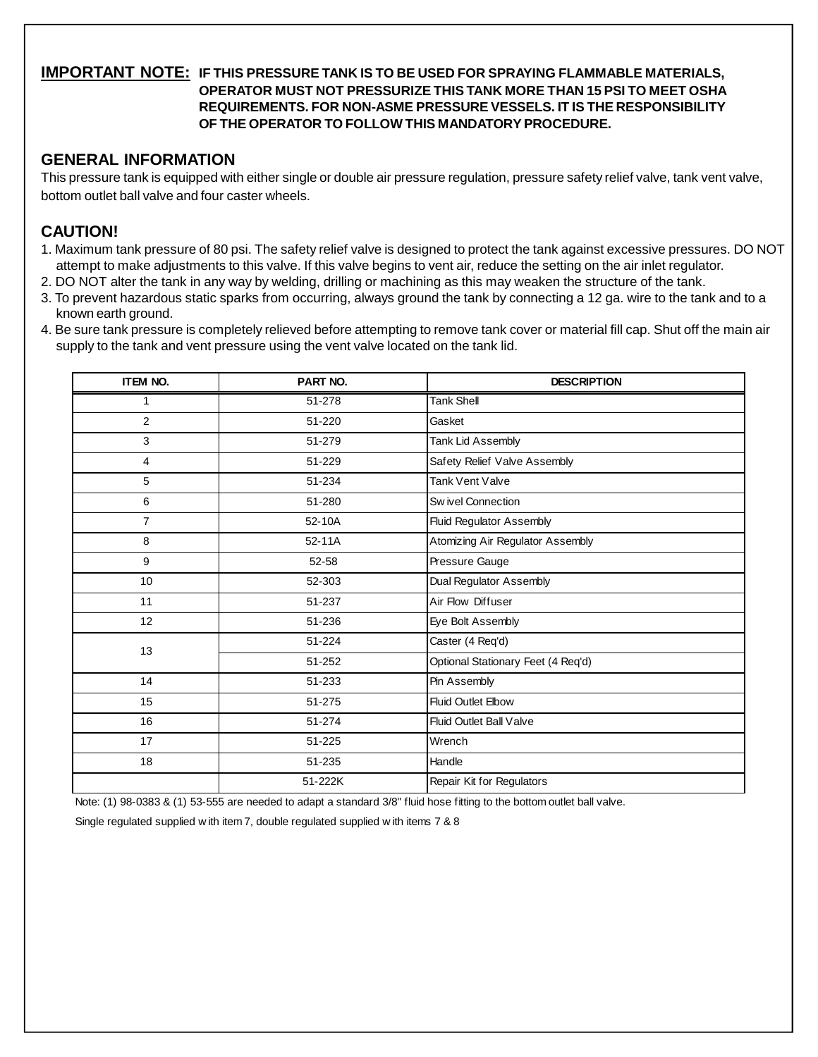**IMPORTANT NOTE:** **IF THIS PRESSURE TANK IS TO BE USED FOR SPRAYING FLAMMABLE MATERIALS, OPERATOR MUST NOT PRESSURIZE THIS TANK MORE THAN 15 PSI TO MEET OSHA REQUIREMENTS. FOR NON-ASME PRESSURE VESSELS. IT IS THE RESPONSIBILITY OF THE OPERATOR TO FOLLOW THIS MANDATORY PROCEDURE.**

## GENERAL INFORMATION

This pressure tank is equipped with either single or double air pressure regulation, pressure safety relief valve, tank vent valve, bottom outlet ball valve and four caster wheels.

## CAUTION!

1. Maximum tank pressure of 80 psi. The safety relief valve is designed to protect the tank against excessive pressures. DO NOT attempt to make adjustments to this valve. If this valve begins to vent air, reduce the setting on the air inlet regulator.
2. DO NOT alter the tank in any way by welding, drilling or machining as this may weaken the structure of the tank.
3. To prevent hazardous static sparks from occurring, always ground the tank by connecting a 12 ga. wire to the tank and to a known earth ground.
4. Be sure tank pressure is completely relieved before attempting to remove tank cover or material fill cap. Shut off the main air supply to the tank and vent pressure using the vent valve located on the tank lid.

| ITEM NO. | PART NO. | DESCRIPTION |
|---|---|---|
| 1 | 51-278 | Tank Shell |
| 2 | 51-220 | Gasket |
| 3 | 51-279 | Tank Lid Assembly |
| 4 | 51-229 | Safety Relief Valve Assembly |
| 5 | 51-234 | Tank Vent Valve |
| 6 | 51-280 | Swivel Connection |
| 7 | 52-10A | Fluid Regulator Assembly |
| 8 | 52-11A | Atomizing Air Regulator Assembly |
| 9 | 52-58 | Pressure Gauge |
| 10 | 52-303 | Dual Regulator Assembly |
| 11 | 51-237 | Air Flow Diffuser |
| 12 | 51-236 | Eye Bolt Assembly |
| 13 | 51-224 | Caster (4 Req'd) |
| | 51-252 | Optional Stationary Feet (4 Req'd) |
| 14 | 51-233 | Pin Assembly |
| 15 | 51-275 | Fluid Outlet Elbow |
| 16 | 51-274 | Fluid Outlet Ball Valve |
| 17 | 51-225 | Wrench |
| 18 | 51-235 | Handle |
| | 51-222K | Repair Kit for Regulators |

Note: (1) 98-0383 & (1) 53-555 are needed to adapt a standard 3/8" fluid hose fitting to the bottom outlet ball valve.

Single regulated supplied with item 7, double regulated supplied with items 7 & 8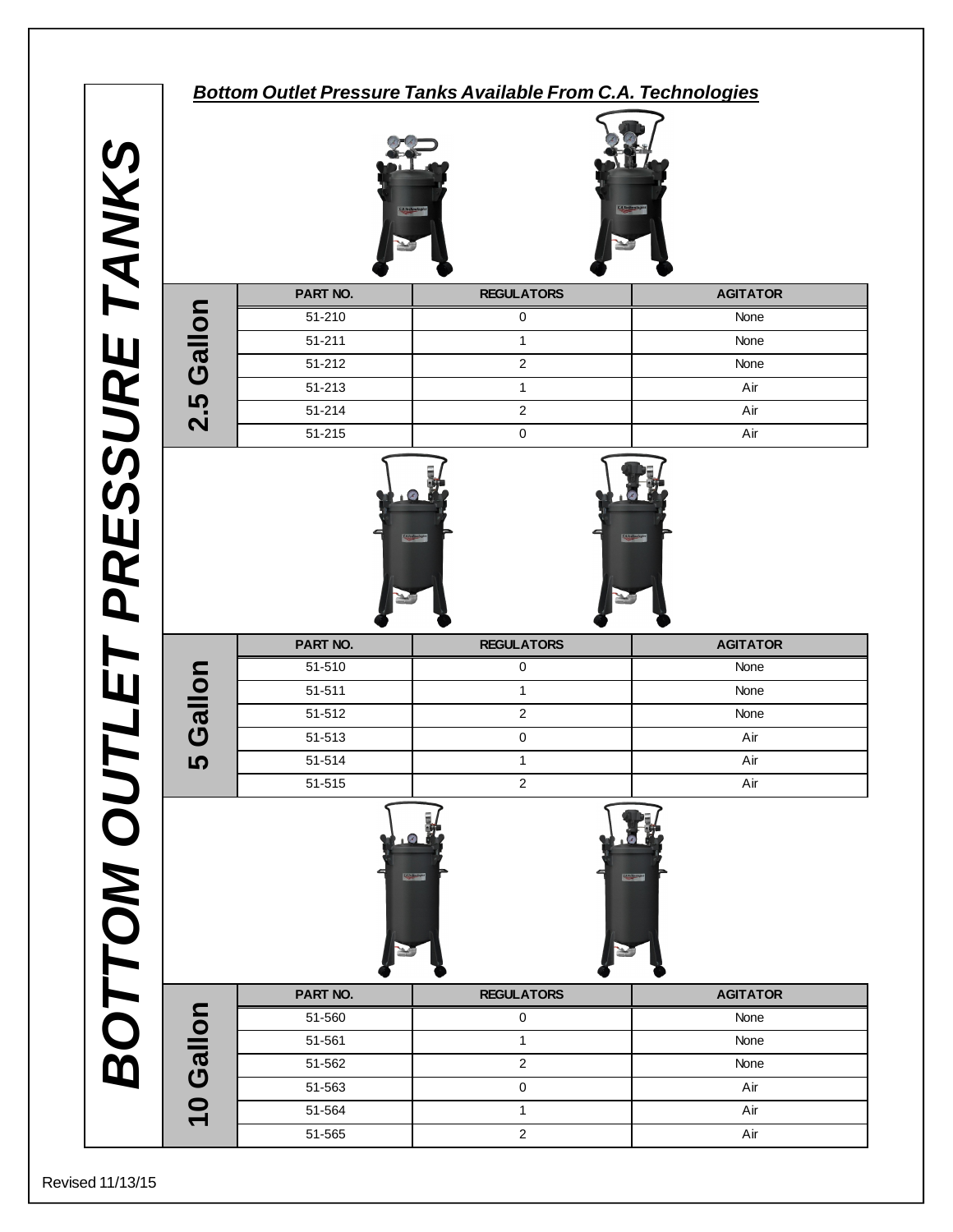# BOTTOM OUTLET PRESSURE TANKS

***Bottom Outlet Pressure Tanks Available From C.A. Technologies***

**2.5 Gallon**

| PART NO. | REGULATORS | AGITATOR |
|---|---|---|
| 51-210 | 0 | None |
| 51-211 | 1 | None |
| 51-212 | 2 | None |
| 51-213 | 1 | Air |
| 51-214 | 2 | Air |
| 51-215 | 0 | Air |

**5 Gallon**

| PART NO. | REGULATORS | AGITATOR |
|---|---|---|
| 51-510 | 0 | None |
| 51-511 | 1 | None |
| 51-512 | 2 | None |
| 51-513 | 0 | Air |
| 51-514 | 1 | Air |
| 51-515 | 2 | Air |

**10 Gallon**

| PART NO. | REGULATORS | AGITATOR |
|---|---|---|
| 51-560 | 0 | None |
| 51-561 | 1 | None |
| 51-562 | 2 | None |
| 51-563 | 0 | Air |
| 51-564 | 1 | Air |
| 51-565 | 2 | Air |

Revised 11/13/15